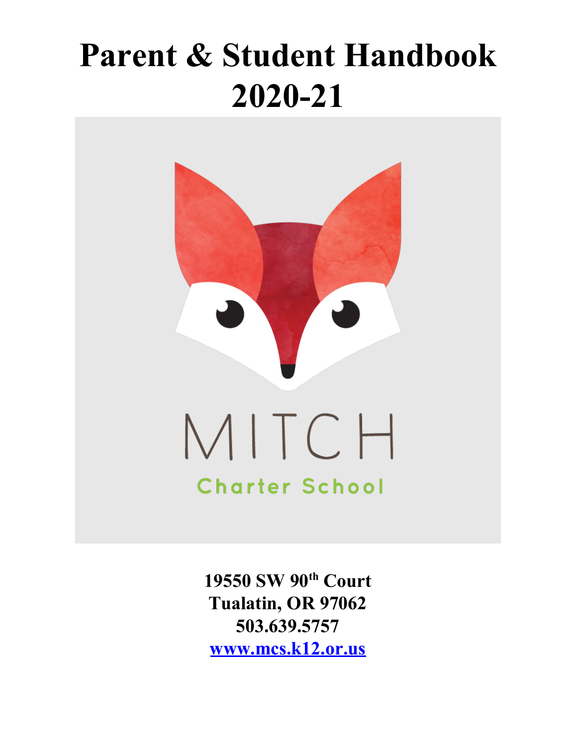# Parent & Student Handbook 2020-21

MITCH

Charter School

**19550 SW 90th Court**
**Tualatin, OR 97062**
**503.639.5757**
**www.mcs.k12.or.us**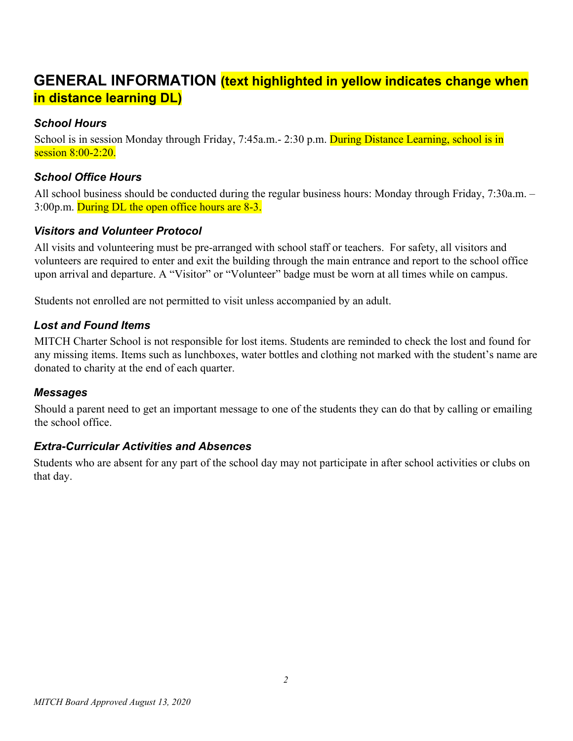# GENERAL INFORMATION (text highlighted in yellow indicates change when in distance learning DL)

### *School Hours*

School is in session Monday through Friday, 7:45a.m.- 2:30 p.m. During Distance Learning, school is in session 8:00-2:20.

### *School Office Hours*

All school business should be conducted during the regular business hours: Monday through Friday, 7:30a.m. – 3:00p.m. During DL the open office hours are 8-3.

### *Visitors and Volunteer Protocol*

All visits and volunteering must be pre-arranged with school staff or teachers. For safety, all visitors and volunteers are required to enter and exit the building through the main entrance and report to the school office upon arrival and departure. A "Visitor" or "Volunteer" badge must be worn at all times while on campus.

Students not enrolled are not permitted to visit unless accompanied by an adult.

### *Lost and Found Items*

MITCH Charter School is not responsible for lost items. Students are reminded to check the lost and found for any missing items. Items such as lunchboxes, water bottles and clothing not marked with the student's name are donated to charity at the end of each quarter.

### *Messages*

Should a parent need to get an important message to one of the students they can do that by calling or emailing the school office.

### *Extra-Curricular Activities and Absences*

Students who are absent for any part of the school day may not participate in after school activities or clubs on that day.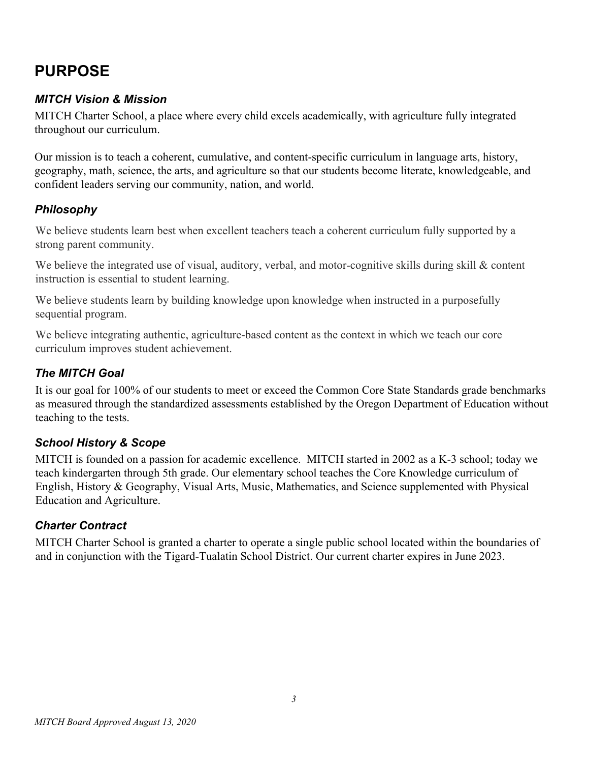# PURPOSE

### *MITCH Vision & Mission*

MITCH Charter School, a place where every child excels academically, with agriculture fully integrated throughout our curriculum.

Our mission is to teach a coherent, cumulative, and content-specific curriculum in language arts, history, geography, math, science, the arts, and agriculture so that our students become literate, knowledgeable, and confident leaders serving our community, nation, and world.

### *Philosophy*

We believe students learn best when excellent teachers teach a coherent curriculum fully supported by a strong parent community.

We believe the integrated use of visual, auditory, verbal, and motor-cognitive skills during skill & content instruction is essential to student learning.

We believe students learn by building knowledge upon knowledge when instructed in a purposefully sequential program.

We believe integrating authentic, agriculture-based content as the context in which we teach our core curriculum improves student achievement.

### *The MITCH Goal*

It is our goal for 100% of our students to meet or exceed the Common Core State Standards grade benchmarks as measured through the standardized assessments established by the Oregon Department of Education without teaching to the tests.

### *School History & Scope*

MITCH is founded on a passion for academic excellence. MITCH started in 2002 as a K-3 school; today we teach kindergarten through 5th grade. Our elementary school teaches the Core Knowledge curriculum of English, History & Geography, Visual Arts, Music, Mathematics, and Science supplemented with Physical Education and Agriculture.

### *Charter Contract*

MITCH Charter School is granted a charter to operate a single public school located within the boundaries of and in conjunction with the Tigard-Tualatin School District. Our current charter expires in June 2023.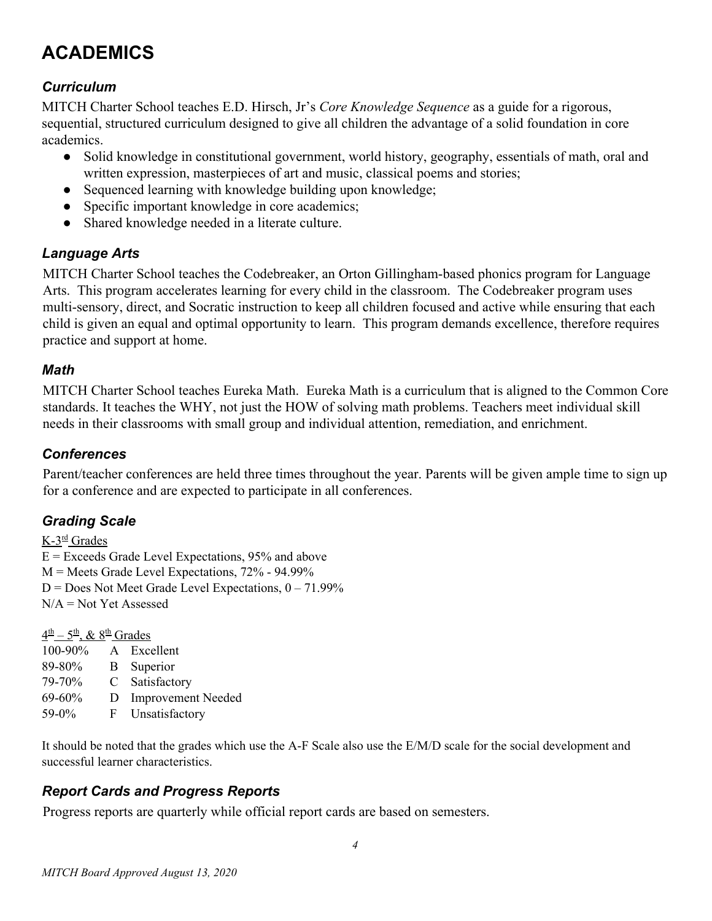# ACADEMICS

### *Curriculum*

MITCH Charter School teaches E.D. Hirsch, Jr's *Core Knowledge Sequence* as a guide for a rigorous, sequential, structured curriculum designed to give all children the advantage of a solid foundation in core academics.

- Solid knowledge in constitutional government, world history, geography, essentials of math, oral and written expression, masterpieces of art and music, classical poems and stories;
- Sequenced learning with knowledge building upon knowledge;
- Specific important knowledge in core academics;
- Shared knowledge needed in a literate culture.

### *Language Arts*

MITCH Charter School teaches the Codebreaker, an Orton Gillingham-based phonics program for Language Arts. This program accelerates learning for every child in the classroom. The Codebreaker program uses multi-sensory, direct, and Socratic instruction to keep all children focused and active while ensuring that each child is given an equal and optimal opportunity to learn. This program demands excellence, therefore requires practice and support at home.

### *Math*

MITCH Charter School teaches Eureka Math. Eureka Math is a curriculum that is aligned to the Common Core standards. It teaches the WHY, not just the HOW of solving math problems. Teachers meet individual skill needs in their classrooms with small group and individual attention, remediation, and enrichment.

### *Conferences*

Parent/teacher conferences are held three times throughout the year. Parents will be given ample time to sign up for a conference and are expected to participate in all conferences.

### *Grading Scale*

K-3rd Grades

E = Exceeds Grade Level Expectations, 95% and above
M = Meets Grade Level Expectations, 72% - 94.99%
D = Does Not Meet Grade Level Expectations, 0 – 71.99%
N/A = Not Yet Assessed

4th – 5th, & 8th Grades

| | | |
|---|---|---|
| 100-90% | A | Excellent |
| 89-80% | B | Superior |
| 79-70% | C | Satisfactory |
| 69-60% | D | Improvement Needed |
| 59-0% | F | Unsatisfactory |

It should be noted that the grades which use the A-F Scale also use the E/M/D scale for the social development and successful learner characteristics.

### *Report Cards and Progress Reports*

Progress reports are quarterly while official report cards are based on semesters.

*MITCH Board Approved August 13, 2020*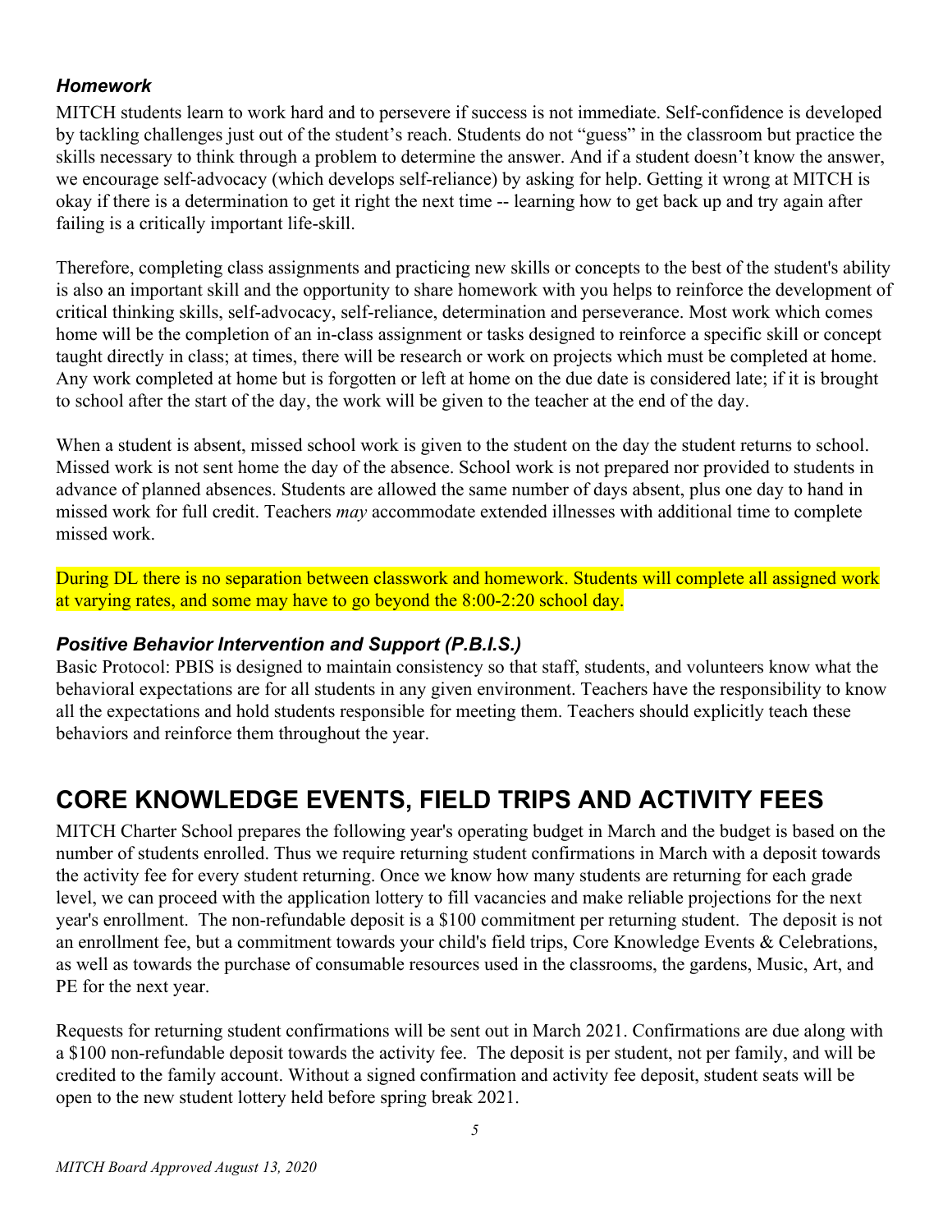### *Homework*

MITCH students learn to work hard and to persevere if success is not immediate. Self-confidence is developed by tackling challenges just out of the student's reach. Students do not "guess" in the classroom but practice the skills necessary to think through a problem to determine the answer. And if a student doesn't know the answer, we encourage self-advocacy (which develops self-reliance) by asking for help. Getting it wrong at MITCH is okay if there is a determination to get it right the next time -- learning how to get back up and try again after failing is a critically important life-skill.

Therefore, completing class assignments and practicing new skills or concepts to the best of the student's ability is also an important skill and the opportunity to share homework with you helps to reinforce the development of critical thinking skills, self-advocacy, self-reliance, determination and perseverance. Most work which comes home will be the completion of an in-class assignment or tasks designed to reinforce a specific skill or concept taught directly in class; at times, there will be research or work on projects which must be completed at home. Any work completed at home but is forgotten or left at home on the due date is considered late; if it is brought to school after the start of the day, the work will be given to the teacher at the end of the day.

When a student is absent, missed school work is given to the student on the day the student returns to school. Missed work is not sent home the day of the absence. School work is not prepared nor provided to students in advance of planned absences. Students are allowed the same number of days absent, plus one day to hand in missed work for full credit. Teachers *may* accommodate extended illnesses with additional time to complete missed work.

During DL there is no separation between classwork and homework. Students will complete all assigned work at varying rates, and some may have to go beyond the 8:00-2:20 school day.

### *Positive Behavior Intervention and Support (P.B.I.S.)*

Basic Protocol: PBIS is designed to maintain consistency so that staff, students, and volunteers know what the behavioral expectations are for all students in any given environment. Teachers have the responsibility to know all the expectations and hold students responsible for meeting them. Teachers should explicitly teach these behaviors and reinforce them throughout the year.

## CORE KNOWLEDGE EVENTS, FIELD TRIPS AND ACTIVITY FEES

MITCH Charter School prepares the following year's operating budget in March and the budget is based on the number of students enrolled. Thus we require returning student confirmations in March with a deposit towards the activity fee for every student returning. Once we know how many students are returning for each grade level, we can proceed with the application lottery to fill vacancies and make reliable projections for the next year's enrollment. The non-refundable deposit is a $100 commitment per returning student. The deposit is not an enrollment fee, but a commitment towards your child's field trips, Core Knowledge Events & Celebrations, as well as towards the purchase of consumable resources used in the classrooms, the gardens, Music, Art, and PE for the next year.

Requests for returning student confirmations will be sent out in March 2021. Confirmations are due along with a $100 non-refundable deposit towards the activity fee. The deposit is per student, not per family, and will be credited to the family account. Without a signed confirmation and activity fee deposit, student seats will be open to the new student lottery held before spring break 2021.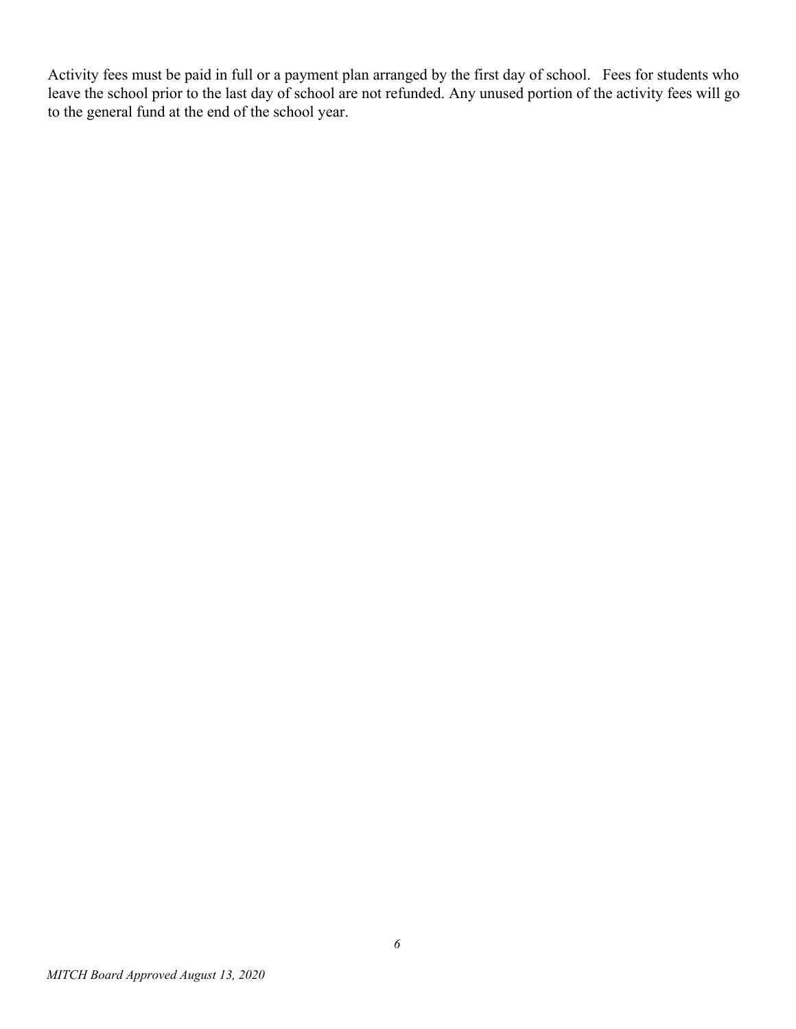Activity fees must be paid in full or a payment plan arranged by the first day of school. Fees for students who leave the school prior to the last day of school are not refunded. Any unused portion of the activity fees will go to the general fund at the end of the school year.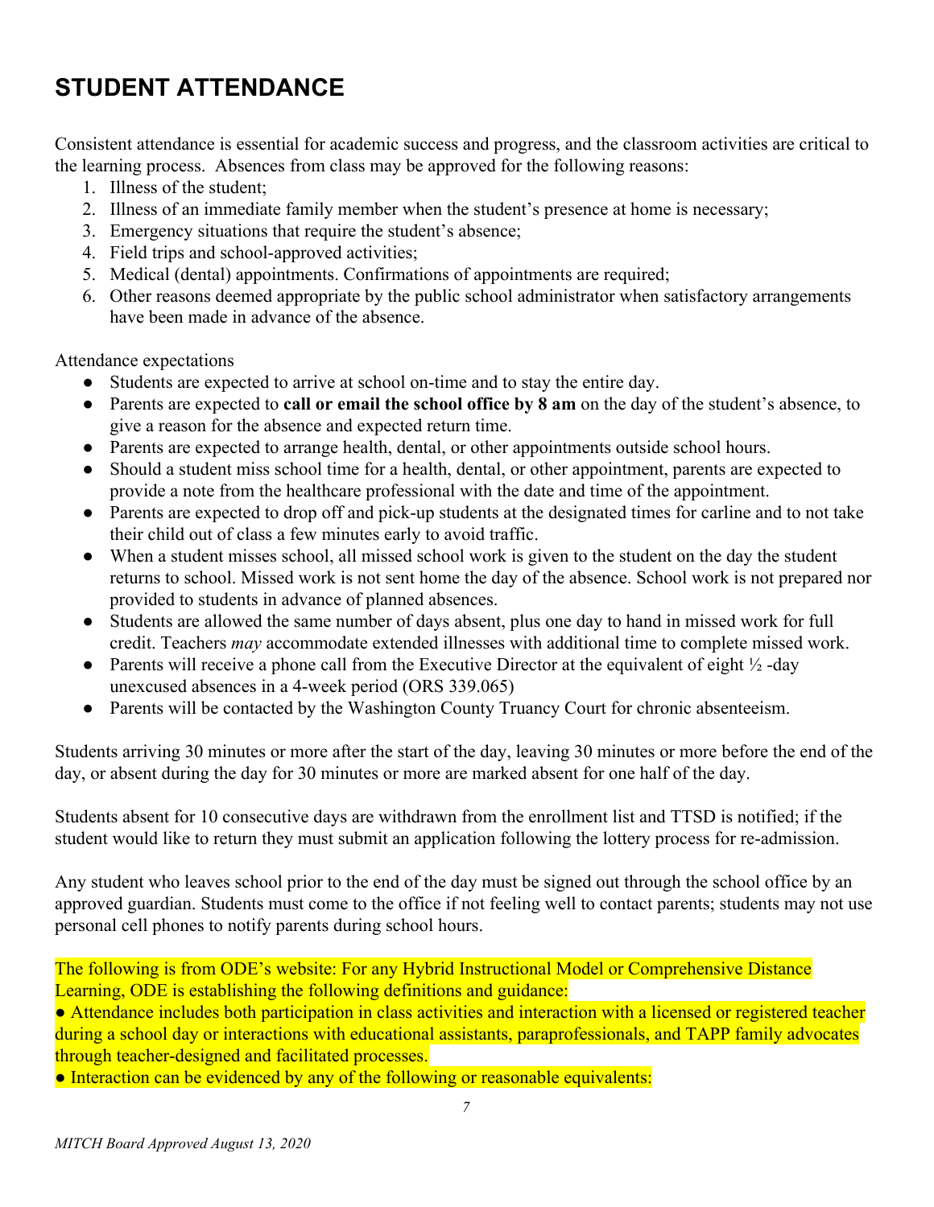# STUDENT ATTENDANCE

Consistent attendance is essential for academic success and progress, and the classroom activities are critical to the learning process. Absences from class may be approved for the following reasons:

1. Illness of the student;
2. Illness of an immediate family member when the student's presence at home is necessary;
3. Emergency situations that require the student's absence;
4. Field trips and school-approved activities;
5. Medical (dental) appointments. Confirmations of appointments are required;
6. Other reasons deemed appropriate by the public school administrator when satisfactory arrangements have been made in advance of the absence.

Attendance expectations

- Students are expected to arrive at school on-time and to stay the entire day.
- Parents are expected to **call or email the school office by 8 am** on the day of the student's absence, to give a reason for the absence and expected return time.
- Parents are expected to arrange health, dental, or other appointments outside school hours.
- Should a student miss school time for a health, dental, or other appointment, parents are expected to provide a note from the healthcare professional with the date and time of the appointment.
- Parents are expected to drop off and pick-up students at the designated times for carline and to not take their child out of class a few minutes early to avoid traffic.
- When a student misses school, all missed school work is given to the student on the day the student returns to school. Missed work is not sent home the day of the absence. School work is not prepared nor provided to students in advance of planned absences.
- Students are allowed the same number of days absent, plus one day to hand in missed work for full credit. Teachers *may* accommodate extended illnesses with additional time to complete missed work.
- Parents will receive a phone call from the Executive Director at the equivalent of eight ½ -day unexcused absences in a 4-week period (ORS 339.065)
- Parents will be contacted by the Washington County Truancy Court for chronic absenteeism.

Students arriving 30 minutes or more after the start of the day, leaving 30 minutes or more before the end of the day, or absent during the day for 30 minutes or more are marked absent for one half of the day.

Students absent for 10 consecutive days are withdrawn from the enrollment list and TTSD is notified; if the student would like to return they must submit an application following the lottery process for re-admission.

Any student who leaves school prior to the end of the day must be signed out through the school office by an approved guardian. Students must come to the office if not feeling well to contact parents; students may not use personal cell phones to notify parents during school hours.

The following is from ODE's website: For any Hybrid Instructional Model or Comprehensive Distance Learning, ODE is establishing the following definitions and guidance:

- Attendance includes both participation in class activities and interaction with a licensed or registered teacher during a school day or interactions with educational assistants, paraprofessionals, and TAPP family advocates through teacher-designed and facilitated processes.
- Interaction can be evidenced by any of the following or reasonable equivalents: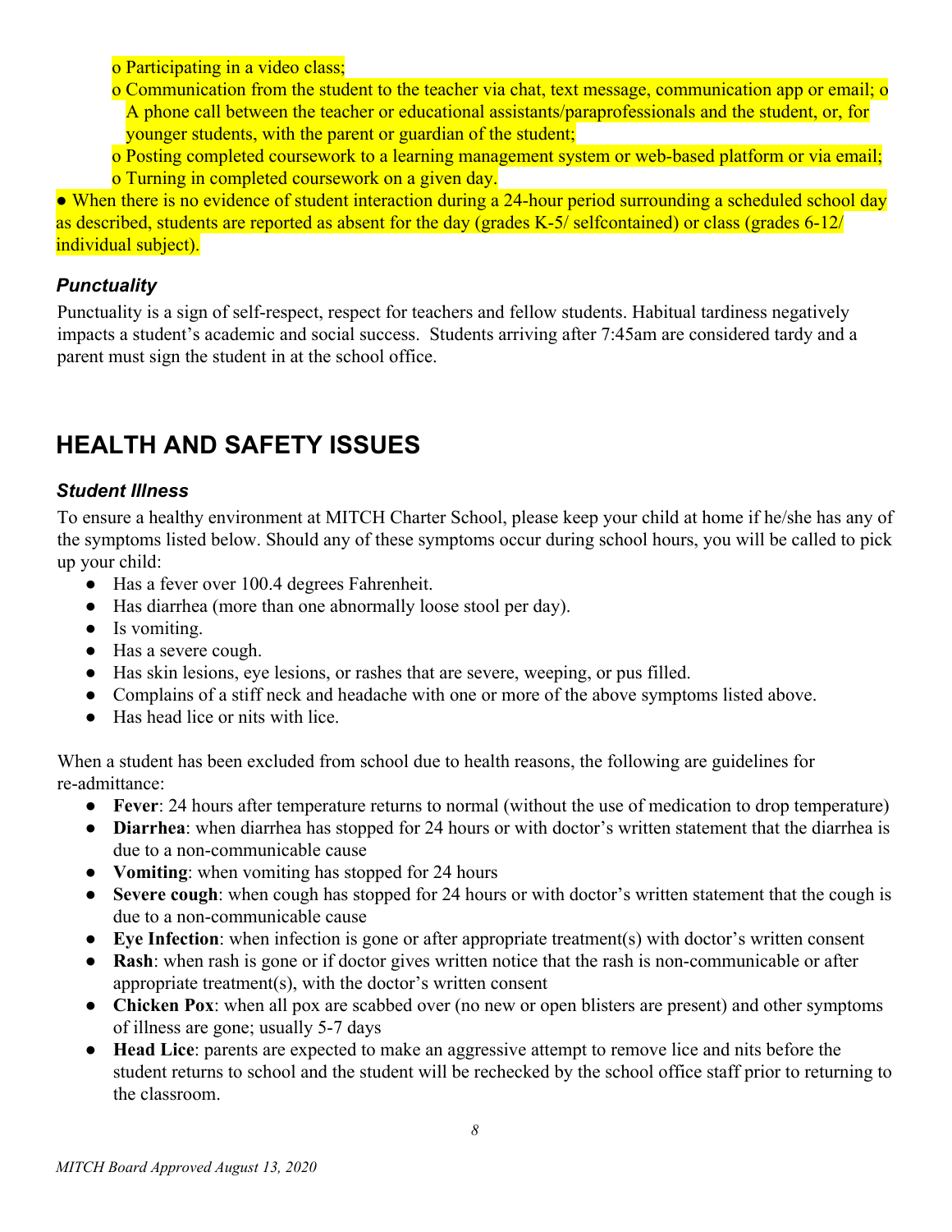- o Participating in a video class;
- o Communication from the student to the teacher via chat, text message, communication app or email; o A phone call between the teacher or educational assistants/paraprofessionals and the student, or, for younger students, with the parent or guardian of the student;
- o Posting completed coursework to a learning management system or web-based platform or via email;
- o Turning in completed coursework on a given day.

● When there is no evidence of student interaction during a 24-hour period surrounding a scheduled school day as described, students are reported as absent for the day (grades K-5/ selfcontained) or class (grades 6-12/ individual subject).

### *Punctuality*

Punctuality is a sign of self-respect, respect for teachers and fellow students. Habitual tardiness negatively impacts a student's academic and social success. Students arriving after 7:45am are considered tardy and a parent must sign the student in at the school office.

## HEALTH AND SAFETY ISSUES

### *Student Illness*

To ensure a healthy environment at MITCH Charter School, please keep your child at home if he/she has any of the symptoms listed below. Should any of these symptoms occur during school hours, you will be called to pick up your child:

- Has a fever over 100.4 degrees Fahrenheit.
- Has diarrhea (more than one abnormally loose stool per day).
- Is vomiting.
- Has a severe cough.
- Has skin lesions, eye lesions, or rashes that are severe, weeping, or pus filled.
- Complains of a stiff neck and headache with one or more of the above symptoms listed above.
- Has head lice or nits with lice.

When a student has been excluded from school due to health reasons, the following are guidelines for re-admittance:

- **Fever**: 24 hours after temperature returns to normal (without the use of medication to drop temperature)
- **Diarrhea**: when diarrhea has stopped for 24 hours or with doctor's written statement that the diarrhea is due to a non-communicable cause
- **Vomiting**: when vomiting has stopped for 24 hours
- **Severe cough**: when cough has stopped for 24 hours or with doctor's written statement that the cough is due to a non-communicable cause
- **Eye Infection**: when infection is gone or after appropriate treatment(s) with doctor's written consent
- **Rash**: when rash is gone or if doctor gives written notice that the rash is non-communicable or after appropriate treatment(s), with the doctor's written consent
- **Chicken Pox**: when all pox are scabbed over (no new or open blisters are present) and other symptoms of illness are gone; usually 5-7 days
- **Head Lice**: parents are expected to make an aggressive attempt to remove lice and nits before the student returns to school and the student will be rechecked by the school office staff prior to returning to the classroom.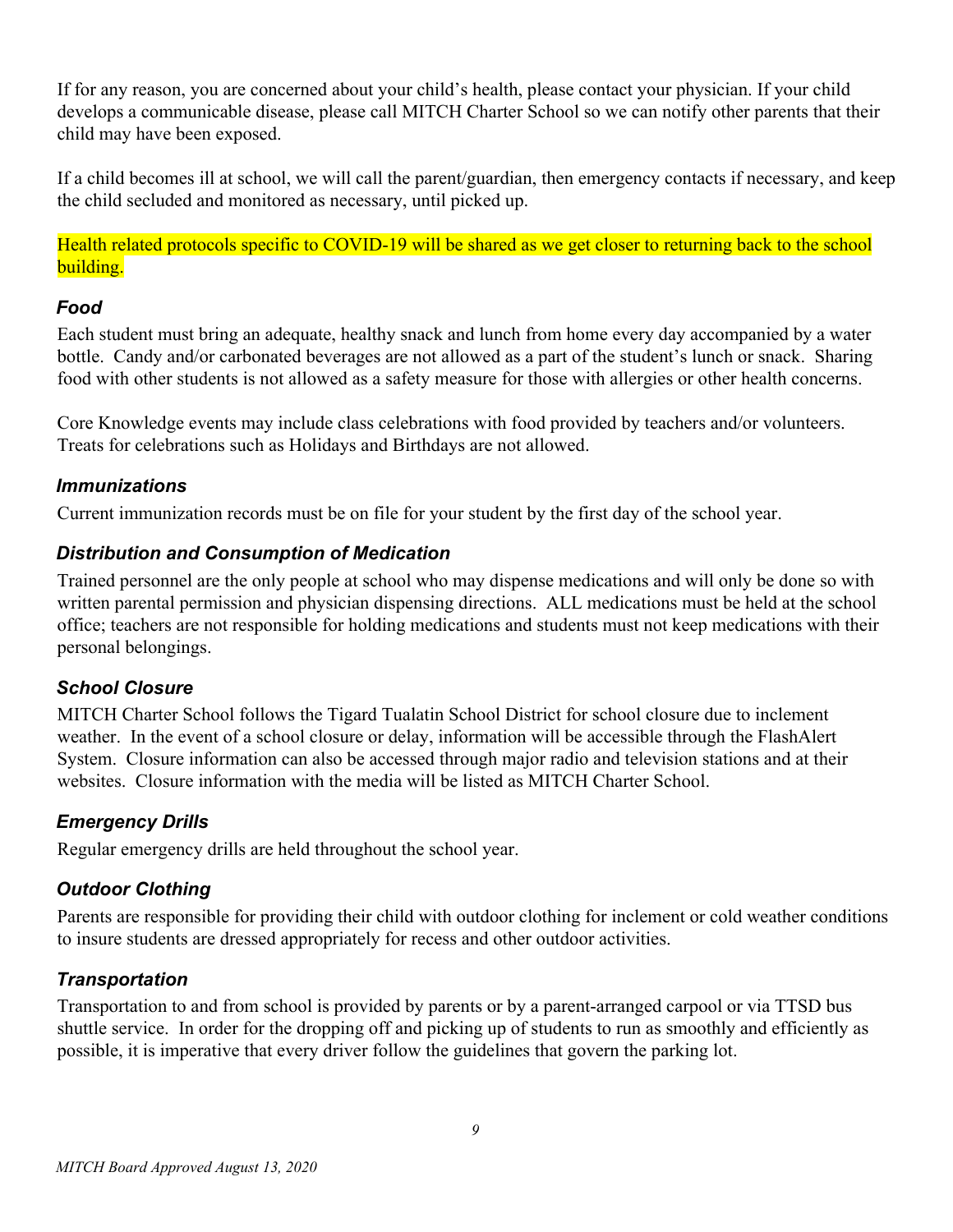If for any reason, you are concerned about your child's health, please contact your physician. If your child develops a communicable disease, please call MITCH Charter School so we can notify other parents that their child may have been exposed.

If a child becomes ill at school, we will call the parent/guardian, then emergency contacts if necessary, and keep the child secluded and monitored as necessary, until picked up.

Health related protocols specific to COVID-19 will be shared as we get closer to returning back to the school building.

### *Food*

Each student must bring an adequate, healthy snack and lunch from home every day accompanied by a water bottle. Candy and/or carbonated beverages are not allowed as a part of the student's lunch or snack. Sharing food with other students is not allowed as a safety measure for those with allergies or other health concerns.

Core Knowledge events may include class celebrations with food provided by teachers and/or volunteers. Treats for celebrations such as Holidays and Birthdays are not allowed.

### *Immunizations*

Current immunization records must be on file for your student by the first day of the school year.

### *Distribution and Consumption of Medication*

Trained personnel are the only people at school who may dispense medications and will only be done so with written parental permission and physician dispensing directions. ALL medications must be held at the school office; teachers are not responsible for holding medications and students must not keep medications with their personal belongings.

### *School Closure*

MITCH Charter School follows the Tigard Tualatin School District for school closure due to inclement weather. In the event of a school closure or delay, information will be accessible through the FlashAlert System. Closure information can also be accessed through major radio and television stations and at their websites. Closure information with the media will be listed as MITCH Charter School.

### *Emergency Drills*

Regular emergency drills are held throughout the school year.

### *Outdoor Clothing*

Parents are responsible for providing their child with outdoor clothing for inclement or cold weather conditions to insure students are dressed appropriately for recess and other outdoor activities.

### *Transportation*

Transportation to and from school is provided by parents or by a parent-arranged carpool or via TTSD bus shuttle service. In order for the dropping off and picking up of students to run as smoothly and efficiently as possible, it is imperative that every driver follow the guidelines that govern the parking lot.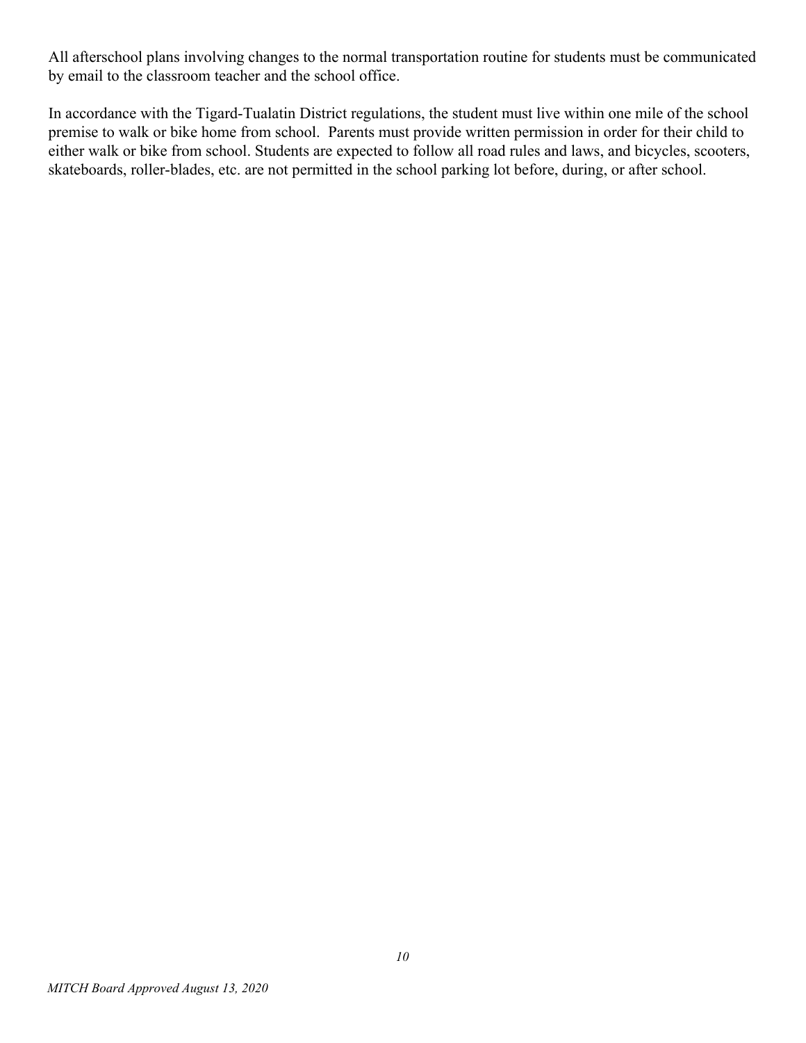All afterschool plans involving changes to the normal transportation routine for students must be communicated by email to the classroom teacher and the school office.

In accordance with the Tigard-Tualatin District regulations, the student must live within one mile of the school premise to walk or bike home from school.  Parents must provide written permission in order for their child to either walk or bike from school. Students are expected to follow all road rules and laws, and bicycles, scooters, skateboards, roller-blades, etc. are not permitted in the school parking lot before, during, or after school.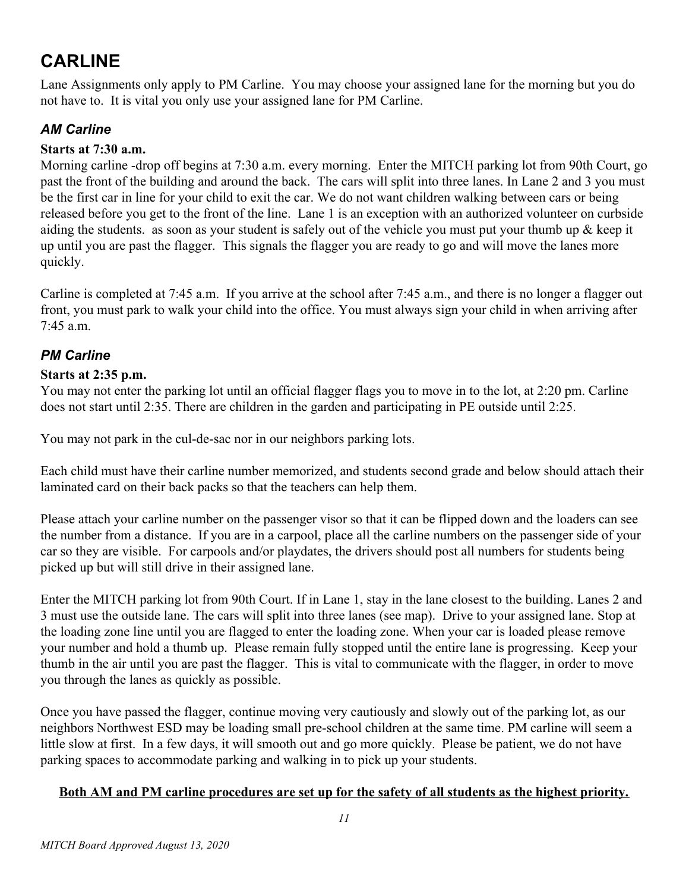# CARLINE

Lane Assignments only apply to PM Carline. You may choose your assigned lane for the morning but you do not have to. It is vital you only use your assigned lane for PM Carline.

### *AM Carline*

**Starts at 7:30 a.m.**

Morning carline -drop off begins at 7:30 a.m. every morning. Enter the MITCH parking lot from 90th Court, go past the front of the building and around the back. The cars will split into three lanes. In Lane 2 and 3 you must be the first car in line for your child to exit the car. We do not want children walking between cars or being released before you get to the front of the line. Lane 1 is an exception with an authorized volunteer on curbside aiding the students. as soon as your student is safely out of the vehicle you must put your thumb up & keep it up until you are past the flagger. This signals the flagger you are ready to go and will move the lanes more quickly.

Carline is completed at 7:45 a.m. If you arrive at the school after 7:45 a.m., and there is no longer a flagger out front, you must park to walk your child into the office. You must always sign your child in when arriving after 7:45 a.m.

### *PM Carline*

**Starts at 2:35 p.m.**

You may not enter the parking lot until an official flagger flags you to move in to the lot, at 2:20 pm. Carline does not start until 2:35. There are children in the garden and participating in PE outside until 2:25.

You may not park in the cul-de-sac nor in our neighbors parking lots.

Each child must have their carline number memorized, and students second grade and below should attach their laminated card on their back packs so that the teachers can help them.

Please attach your carline number on the passenger visor so that it can be flipped down and the loaders can see the number from a distance. If you are in a carpool, place all the carline numbers on the passenger side of your car so they are visible. For carpools and/or playdates, the drivers should post all numbers for students being picked up but will still drive in their assigned lane.

Enter the MITCH parking lot from 90th Court. If in Lane 1, stay in the lane closest to the building. Lanes 2 and 3 must use the outside lane. The cars will split into three lanes (see map). Drive to your assigned lane. Stop at the loading zone line until you are flagged to enter the loading zone. When your car is loaded please remove your number and hold a thumb up. Please remain fully stopped until the entire lane is progressing. Keep your thumb in the air until you are past the flagger. This is vital to communicate with the flagger, in order to move you through the lanes as quickly as possible.

Once you have passed the flagger, continue moving very cautiously and slowly out of the parking lot, as our neighbors Northwest ESD may be loading small pre-school children at the same time. PM carline will seem a little slow at first. In a few days, it will smooth out and go more quickly. Please be patient, we do not have parking spaces to accommodate parking and walking in to pick up your students.

**Both AM and PM carline procedures are set up for the safety of all students as the highest priority.**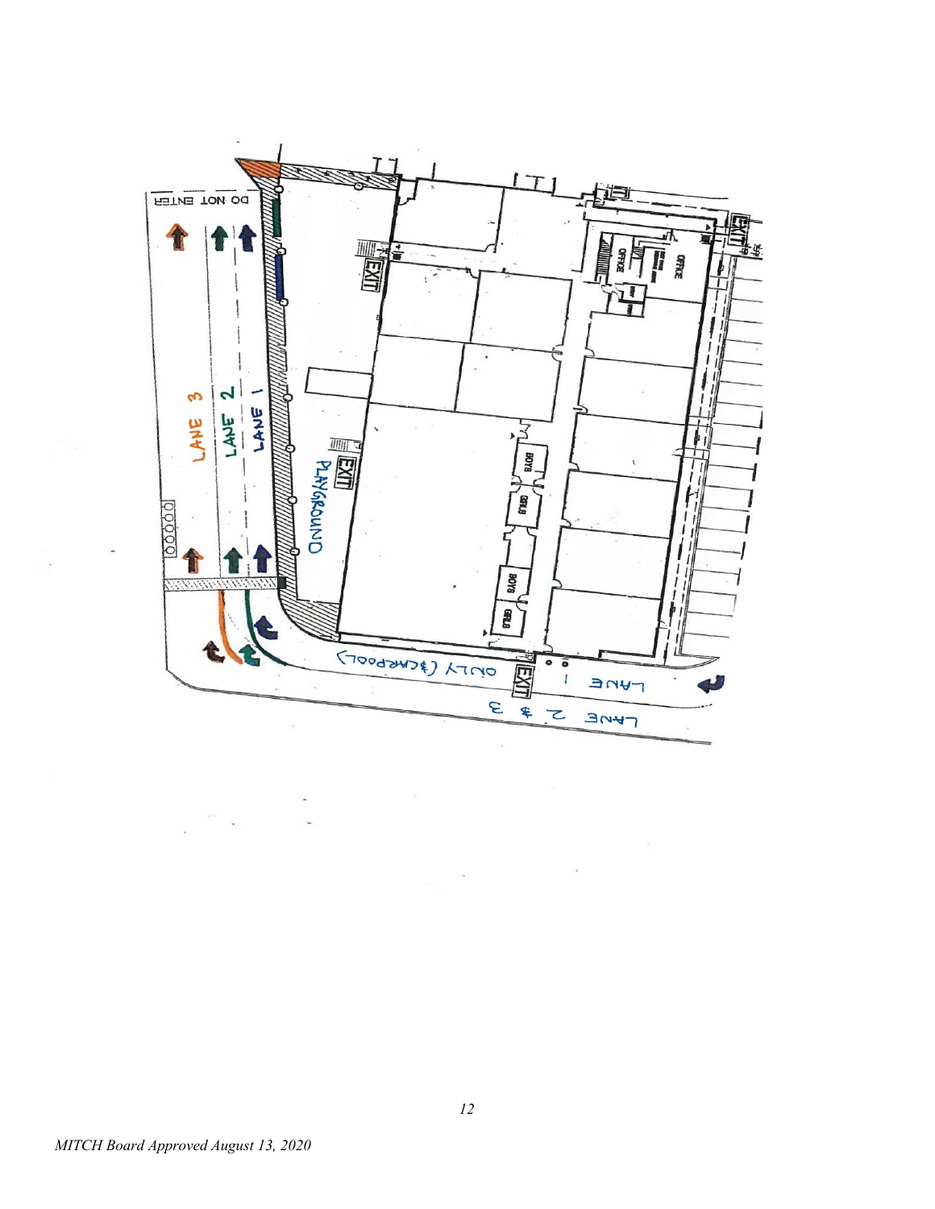DO NOT ENTER

LANE 3

LANE 2

LANE 1

PLAYGROUND

EXIT

OFFICE

BOYS

GIRLS

LANE 1 ONLY (& CARPOOL)

LANE 2 & 3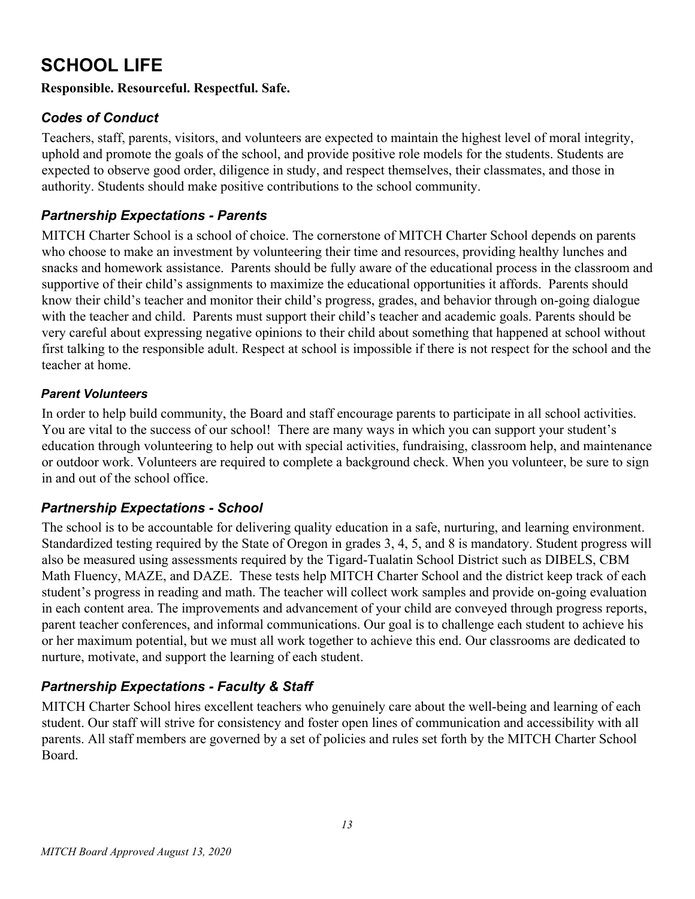# SCHOOL LIFE

**Responsible. Resourceful. Respectful. Safe.**

## *Codes of Conduct*

Teachers, staff, parents, visitors, and volunteers are expected to maintain the highest level of moral integrity, uphold and promote the goals of the school, and provide positive role models for the students. Students are expected to observe good order, diligence in study, and respect themselves, their classmates, and those in authority. Students should make positive contributions to the school community.

## *Partnership Expectations - Parents*

MITCH Charter School is a school of choice. The cornerstone of MITCH Charter School depends on parents who choose to make an investment by volunteering their time and resources, providing healthy lunches and snacks and homework assistance. Parents should be fully aware of the educational process in the classroom and supportive of their child's assignments to maximize the educational opportunities it affords. Parents should know their child's teacher and monitor their child's progress, grades, and behavior through on-going dialogue with the teacher and child. Parents must support their child's teacher and academic goals. Parents should be very careful about expressing negative opinions to their child about something that happened at school without first talking to the responsible adult. Respect at school is impossible if there is not respect for the school and the teacher at home.

### *Parent Volunteers*

In order to help build community, the Board and staff encourage parents to participate in all school activities. You are vital to the success of our school! There are many ways in which you can support your student's education through volunteering to help out with special activities, fundraising, classroom help, and maintenance or outdoor work. Volunteers are required to complete a background check. When you volunteer, be sure to sign in and out of the school office.

## *Partnership Expectations - School*

The school is to be accountable for delivering quality education in a safe, nurturing, and learning environment. Standardized testing required by the State of Oregon in grades 3, 4, 5, and 8 is mandatory. Student progress will also be measured using assessments required by the Tigard-Tualatin School District such as DIBELS, CBM Math Fluency, MAZE, and DAZE. These tests help MITCH Charter School and the district keep track of each student's progress in reading and math. The teacher will collect work samples and provide on-going evaluation in each content area. The improvements and advancement of your child are conveyed through progress reports, parent teacher conferences, and informal communications. Our goal is to challenge each student to achieve his or her maximum potential, but we must all work together to achieve this end. Our classrooms are dedicated to nurture, motivate, and support the learning of each student.

## *Partnership Expectations - Faculty & Staff*

MITCH Charter School hires excellent teachers who genuinely care about the well-being and learning of each student. Our staff will strive for consistency and foster open lines of communication and accessibility with all parents. All staff members are governed by a set of policies and rules set forth by the MITCH Charter School Board.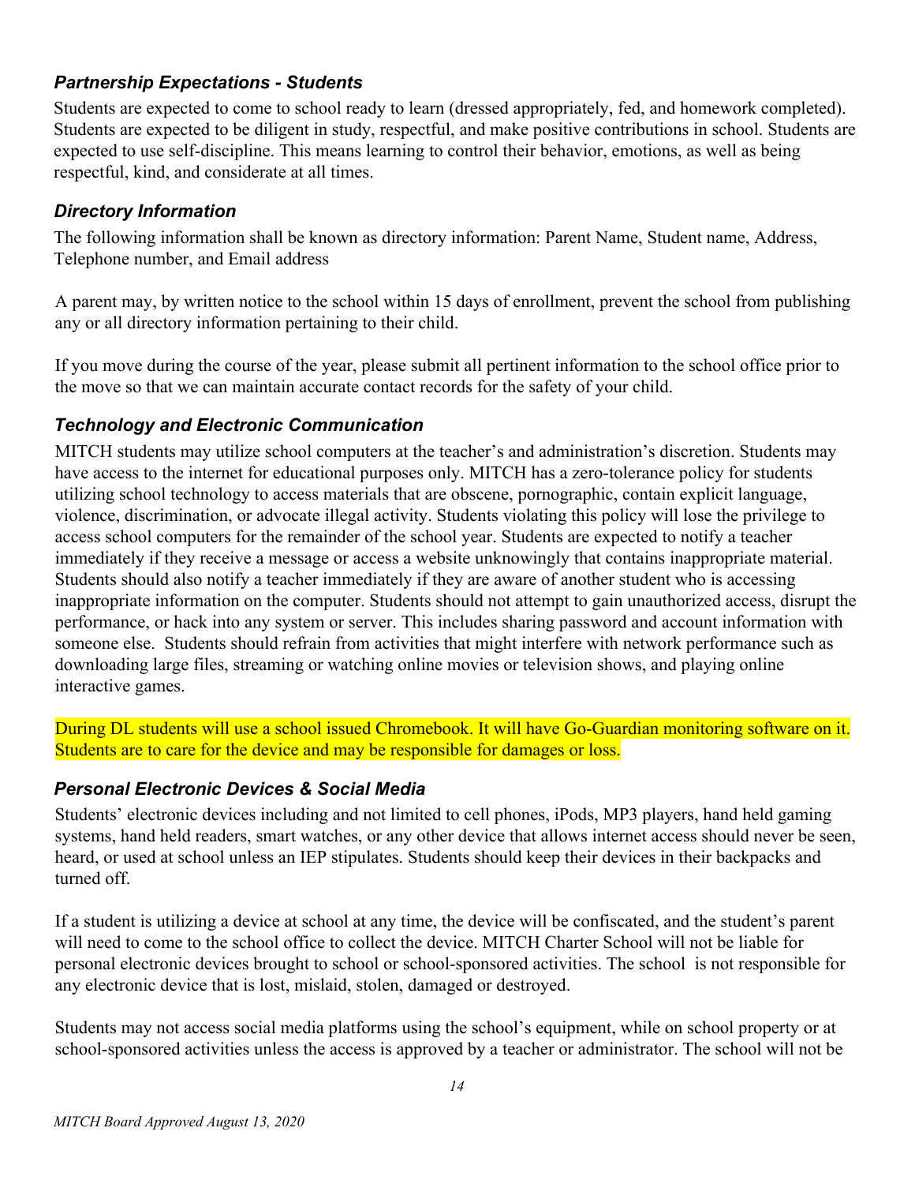### *Partnership Expectations - Students*

Students are expected to come to school ready to learn (dressed appropriately, fed, and homework completed). Students are expected to be diligent in study, respectful, and make positive contributions in school. Students are expected to use self-discipline. This means learning to control their behavior, emotions, as well as being respectful, kind, and considerate at all times.

### *Directory Information*

The following information shall be known as directory information: Parent Name, Student name, Address, Telephone number, and Email address

A parent may, by written notice to the school within 15 days of enrollment, prevent the school from publishing any or all directory information pertaining to their child.

If you move during the course of the year, please submit all pertinent information to the school office prior to the move so that we can maintain accurate contact records for the safety of your child.

### *Technology and Electronic Communication*

MITCH students may utilize school computers at the teacher's and administration's discretion. Students may have access to the internet for educational purposes only. MITCH has a zero-tolerance policy for students utilizing school technology to access materials that are obscene, pornographic, contain explicit language, violence, discrimination, or advocate illegal activity. Students violating this policy will lose the privilege to access school computers for the remainder of the school year. Students are expected to notify a teacher immediately if they receive a message or access a website unknowingly that contains inappropriate material. Students should also notify a teacher immediately if they are aware of another student who is accessing inappropriate information on the computer. Students should not attempt to gain unauthorized access, disrupt the performance, or hack into any system or server. This includes sharing password and account information with someone else. Students should refrain from activities that might interfere with network performance such as downloading large files, streaming or watching online movies or television shows, and playing online interactive games.

During DL students will use a school issued Chromebook. It will have Go-Guardian monitoring software on it. Students are to care for the device and may be responsible for damages or loss.

### *Personal Electronic Devices & Social Media*

Students' electronic devices including and not limited to cell phones, iPods, MP3 players, hand held gaming systems, hand held readers, smart watches, or any other device that allows internet access should never be seen, heard, or used at school unless an IEP stipulates. Students should keep their devices in their backpacks and turned off.

If a student is utilizing a device at school at any time, the device will be confiscated, and the student's parent will need to come to the school office to collect the device. MITCH Charter School will not be liable for personal electronic devices brought to school or school-sponsored activities. The school is not responsible for any electronic device that is lost, mislaid, stolen, damaged or destroyed.

Students may not access social media platforms using the school's equipment, while on school property or at school-sponsored activities unless the access is approved by a teacher or administrator. The school will not be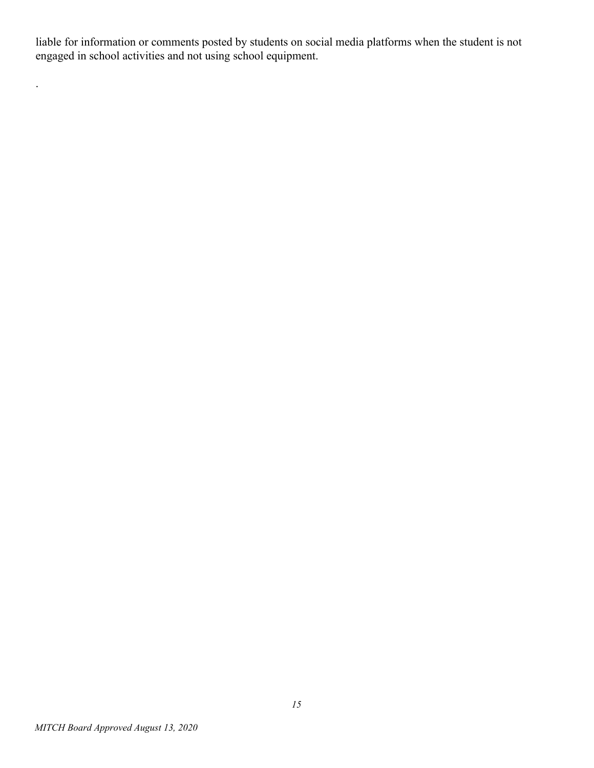liable for information or comments posted by students on social media platforms when the student is not engaged in school activities and not using school equipment.

.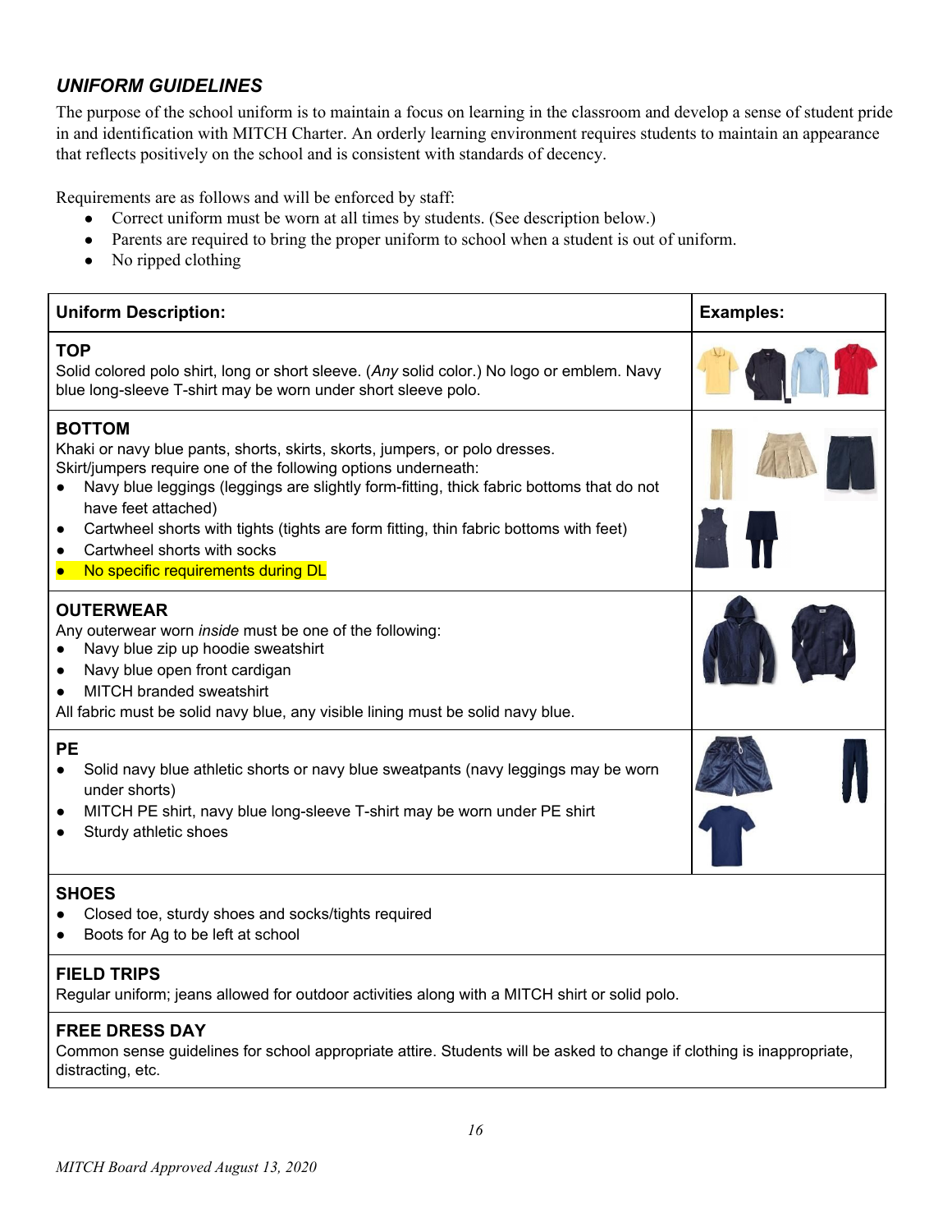### *UNIFORM GUIDELINES*

The purpose of the school uniform is to maintain a focus on learning in the classroom and develop a sense of student pride in and identification with MITCH Charter. An orderly learning environment requires students to maintain an appearance that reflects positively on the school and is consistent with standards of decency.

Requirements are as follows and will be enforced by staff:

- Correct uniform must be worn at all times by students. (See description below.)
- Parents are required to bring the proper uniform to school when a student is out of uniform.
- No ripped clothing

| **Uniform Description:** | **Examples:** |
|---|---|
| **TOP**<br>Solid colored polo shirt, long or short sleeve. (*Any* solid color.) No logo or emblem. Navy blue long-sleeve T-shirt may be worn under short sleeve polo. | |
| **BOTTOM**<br>Khaki or navy blue pants, shorts, skirts, skorts, jumpers, or polo dresses.<br>Skirt/jumpers require one of the following options underneath:<br>• Navy blue leggings (leggings are slightly form-fitting, thick fabric bottoms that do not have feet attached)<br>• Cartwheel shorts with tights (tights are form fitting, thin fabric bottoms with feet)<br>• Cartwheel shorts with socks<br>• No specific requirements during DL | |
| **OUTERWEAR**<br>Any outerwear worn *inside* must be one of the following:<br>• Navy blue zip up hoodie sweatshirt<br>• Navy blue open front cardigan<br>• MITCH branded sweatshirt<br>All fabric must be solid navy blue, any visible lining must be solid navy blue. | |
| **PE**<br>• Solid navy blue athletic shorts or navy blue sweatpants (navy leggings may be worn under shorts)<br>• MITCH PE shirt, navy blue long-sleeve T-shirt may be worn under PE shirt<br>• Sturdy athletic shoes | |
| **SHOES**<br>• Closed toe, sturdy shoes and socks/tights required<br>• Boots for Ag to be left at school | |
| **FIELD TRIPS**<br>Regular uniform; jeans allowed for outdoor activities along with a MITCH shirt or solid polo. | |
| **FREE DRESS DAY**<br>Common sense guidelines for school appropriate attire. Students will be asked to change if clothing is inappropriate, distracting, etc. | |

*MITCH Board Approved August 13, 2020*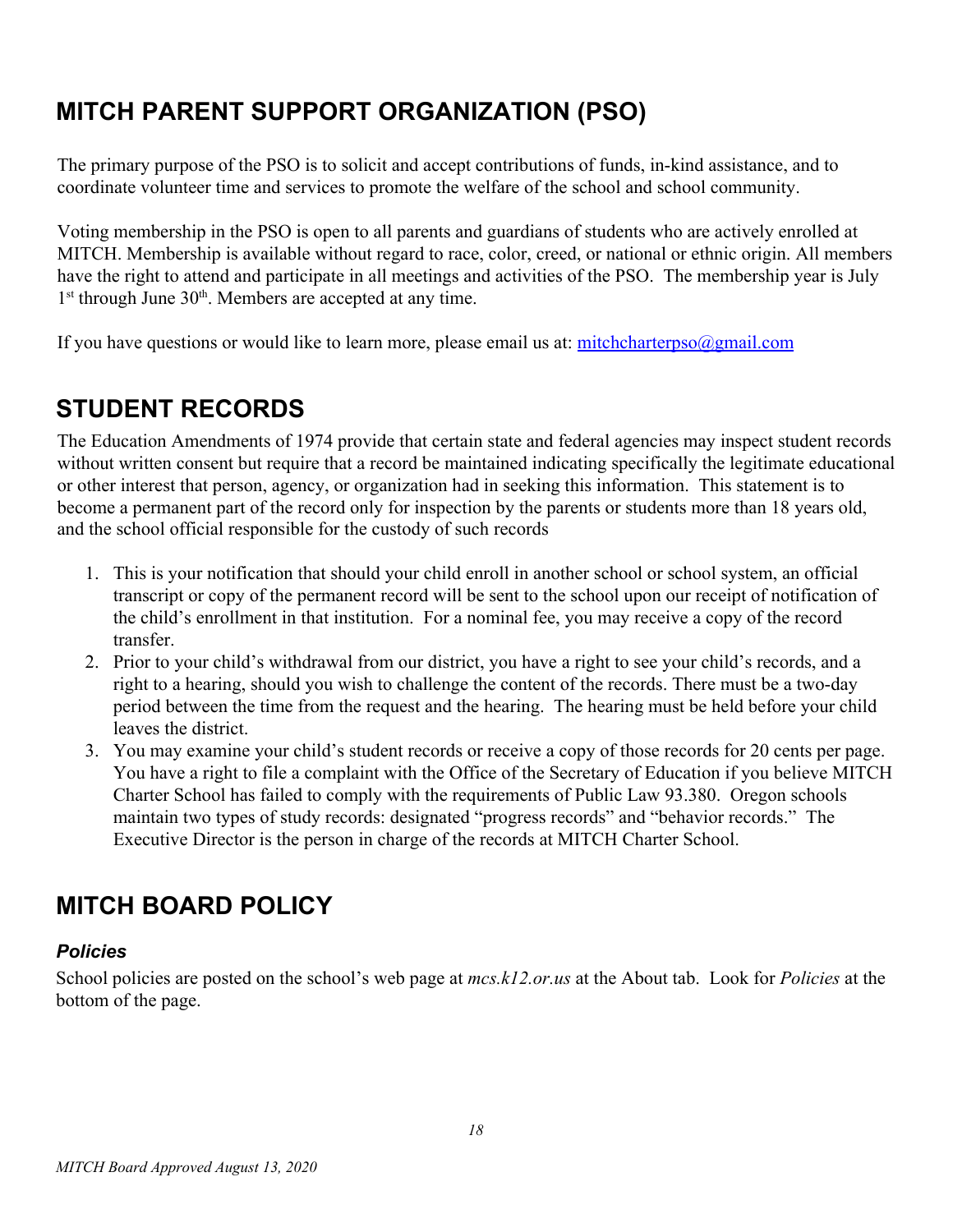## MITCH PARENT SUPPORT ORGANIZATION (PSO)

The primary purpose of the PSO is to solicit and accept contributions of funds, in-kind assistance, and to coordinate volunteer time and services to promote the welfare of the school and school community.

Voting membership in the PSO is open to all parents and guardians of students who are actively enrolled at MITCH. Membership is available without regard to race, color, creed, or national or ethnic origin. All members have the right to attend and participate in all meetings and activities of the PSO. The membership year is July 1st through June 30th. Members are accepted at any time.

If you have questions or would like to learn more, please email us at: mitchcharterpso@gmail.com

## STUDENT RECORDS

The Education Amendments of 1974 provide that certain state and federal agencies may inspect student records without written consent but require that a record be maintained indicating specifically the legitimate educational or other interest that person, agency, or organization had in seeking this information. This statement is to become a permanent part of the record only for inspection by the parents or students more than 18 years old, and the school official responsible for the custody of such records

1. This is your notification that should your child enroll in another school or school system, an official transcript or copy of the permanent record will be sent to the school upon our receipt of notification of the child's enrollment in that institution. For a nominal fee, you may receive a copy of the record transfer.
2. Prior to your child's withdrawal from our district, you have a right to see your child's records, and a right to a hearing, should you wish to challenge the content of the records. There must be a two-day period between the time from the request and the hearing. The hearing must be held before your child leaves the district.
3. You may examine your child's student records or receive a copy of those records for 20 cents per page. You have a right to file a complaint with the Office of the Secretary of Education if you believe MITCH Charter School has failed to comply with the requirements of Public Law 93.380. Oregon schools maintain two types of study records: designated "progress records" and "behavior records." The Executive Director is the person in charge of the records at MITCH Charter School.

## MITCH BOARD POLICY

### *Policies*

School policies are posted on the school's web page at *mcs.k12.or.us* at the About tab. Look for *Policies* at the bottom of the page.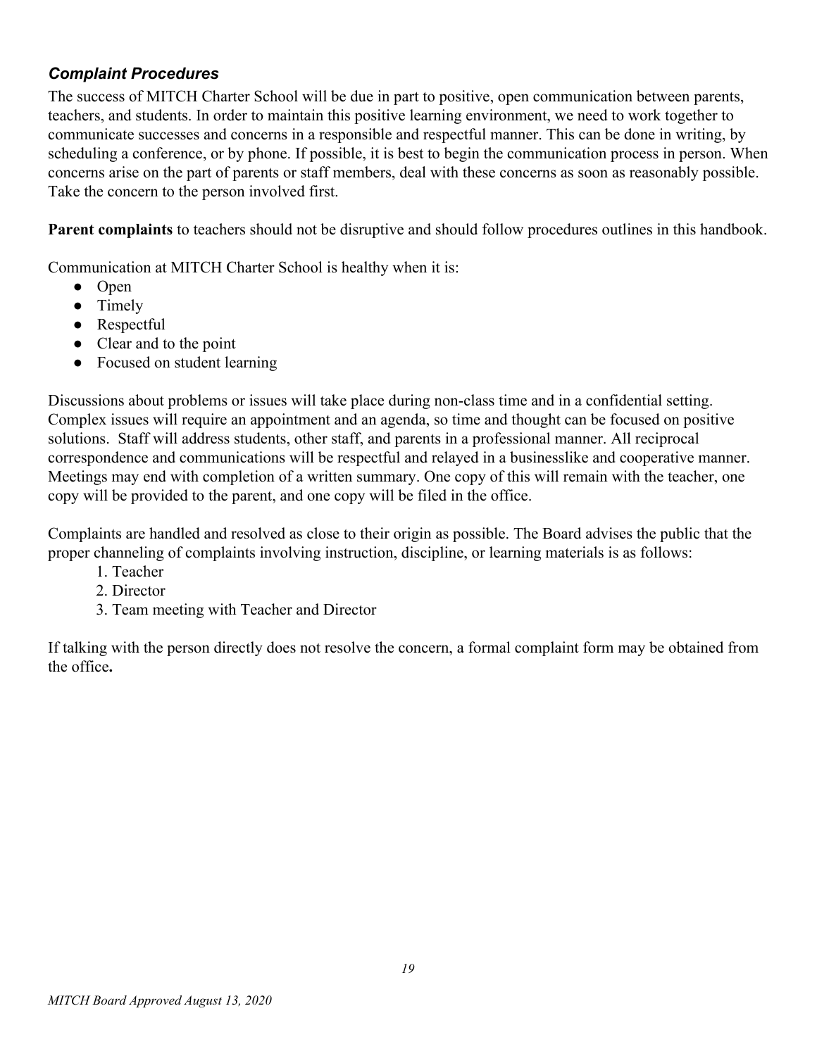### ***Complaint Procedures***

The success of MITCH Charter School will be due in part to positive, open communication between parents, teachers, and students. In order to maintain this positive learning environment, we need to work together to communicate successes and concerns in a responsible and respectful manner. This can be done in writing, by scheduling a conference, or by phone. If possible, it is best to begin the communication process in person. When concerns arise on the part of parents or staff members, deal with these concerns as soon as reasonably possible. Take the concern to the person involved first.

**Parent complaints** to teachers should not be disruptive and should follow procedures outlines in this handbook.

Communication at MITCH Charter School is healthy when it is:

- Open
- Timely
- Respectful
- Clear and to the point
- Focused on student learning

Discussions about problems or issues will take place during non-class time and in a confidential setting. Complex issues will require an appointment and an agenda, so time and thought can be focused on positive solutions. Staff will address students, other staff, and parents in a professional manner. All reciprocal correspondence and communications will be respectful and relayed in a businesslike and cooperative manner. Meetings may end with completion of a written summary. One copy of this will remain with the teacher, one copy will be provided to the parent, and one copy will be filed in the office.

Complaints are handled and resolved as close to their origin as possible. The Board advises the public that the proper channeling of complaints involving instruction, discipline, or learning materials is as follows:

1. Teacher
2. Director
3. Team meeting with Teacher and Director

If talking with the person directly does not resolve the concern, a formal complaint form may be obtained from the office**.**

*MITCH Board Approved August 13, 2020*